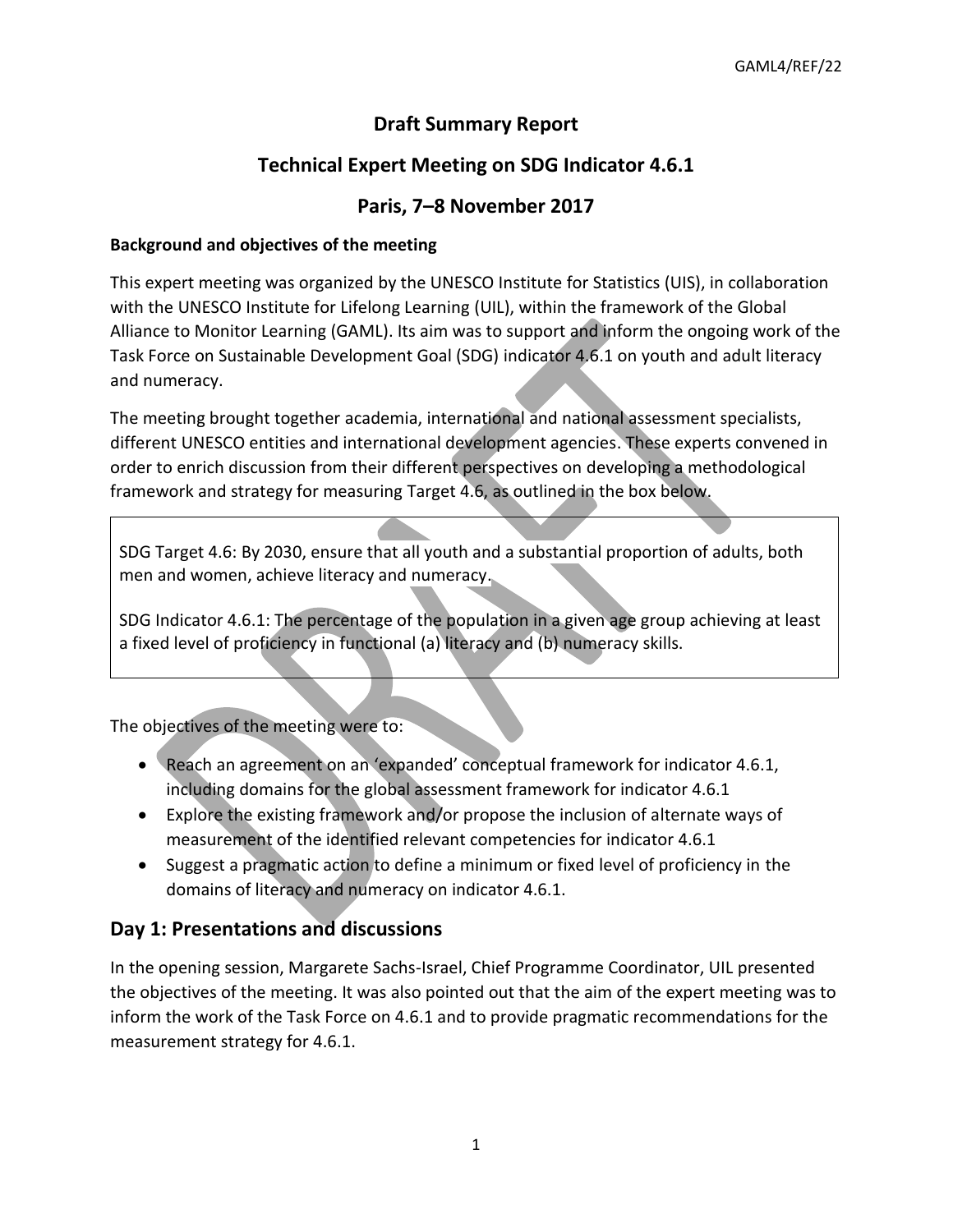# Draft Summary Report

# Technical Expert Meeting on SDG Indicator 4.6.1

# Paris, 7–8 November 2017

**Background and objectives of the meeting**

This expert meeting was organized by the UNESCO Institute for Statistics (UIS), in collaboration with the UNESCO Institute for Lifelong Learning (UIL), within the framework of the Global Alliance to Monitor Learning (GAML). Its aim was to support and inform the ongoing work of the Task Force on Sustainable Development Goal (SDG) indicator 4.6.1 on youth and adult literacy and numeracy.

The meeting brought together academia, international and national assessment specialists, different UNESCO entities and international development agencies. These experts convened in order to enrich discussion from their different perspectives on developing a methodological framework and strategy for measuring Target 4.6, as outlined in the box below.

> SDG Target 4.6: By 2030, ensure that all youth and a substantial proportion of adults, both men and women, achieve literacy and numeracy.
>
> SDG Indicator 4.6.1: The percentage of the population in a given age group achieving at least a fixed level of proficiency in functional (a) literacy and (b) numeracy skills.

The objectives of the meeting were to:

- Reach an agreement on an 'expanded' conceptual framework for indicator 4.6.1, including domains for the global assessment framework for indicator 4.6.1
- Explore the existing framework and/or propose the inclusion of alternate ways of measurement of the identified relevant competencies for indicator 4.6.1
- Suggest a pragmatic action to define a minimum or fixed level of proficiency in the domains of literacy and numeracy on indicator 4.6.1.

## Day 1: Presentations and discussions

In the opening session, Margarete Sachs-Israel, Chief Programme Coordinator, UIL presented the objectives of the meeting. It was also pointed out that the aim of the expert meeting was to inform the work of the Task Force on 4.6.1 and to provide pragmatic recommendations for the measurement strategy for 4.6.1.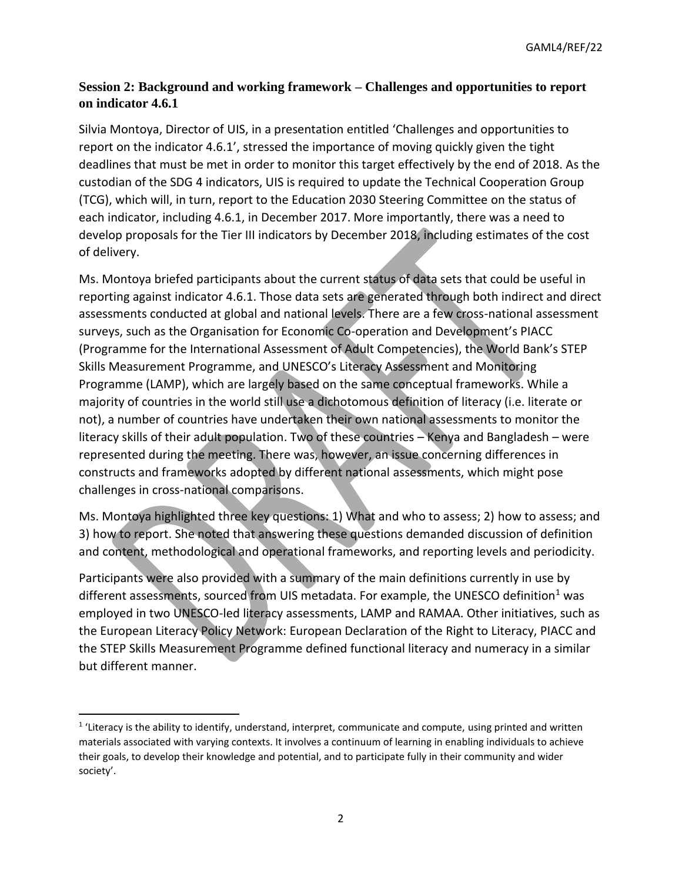## Session 2: Background and working framework – Challenges and opportunities to report on indicator 4.6.1

Silvia Montoya, Director of UIS, in a presentation entitled 'Challenges and opportunities to report on the indicator 4.6.1', stressed the importance of moving quickly given the tight deadlines that must be met in order to monitor this target effectively by the end of 2018. As the custodian of the SDG 4 indicators, UIS is required to update the Technical Cooperation Group (TCG), which will, in turn, report to the Education 2030 Steering Committee on the status of each indicator, including 4.6.1, in December 2017. More importantly, there was a need to develop proposals for the Tier III indicators by December 2018, including estimates of the cost of delivery.

Ms. Montoya briefed participants about the current status of data sets that could be useful in reporting against indicator 4.6.1. Those data sets are generated through both indirect and direct assessments conducted at global and national levels. There are a few cross-national assessment surveys, such as the Organisation for Economic Co-operation and Development's PIACC (Programme for the International Assessment of Adult Competencies), the World Bank's STEP Skills Measurement Programme, and UNESCO's Literacy Assessment and Monitoring Programme (LAMP), which are largely based on the same conceptual frameworks. While a majority of countries in the world still use a dichotomous definition of literacy (i.e. literate or not), a number of countries have undertaken their own national assessments to monitor the literacy skills of their adult population. Two of these countries – Kenya and Bangladesh – were represented during the meeting. There was, however, an issue concerning differences in constructs and frameworks adopted by different national assessments, which might pose challenges in cross-national comparisons.

Ms. Montoya highlighted three key questions: 1) What and who to assess; 2) how to assess; and 3) how to report. She noted that answering these questions demanded discussion of definition and content, methodological and operational frameworks, and reporting levels and periodicity.

Participants were also provided with a summary of the main definitions currently in use by different assessments, sourced from UIS metadata. For example, the UNESCO definition[1] was employed in two UNESCO-led literacy assessments, LAMP and RAMAA. Other initiatives, such as the European Literacy Policy Network: European Declaration of the Right to Literacy, PIACC and the STEP Skills Measurement Programme defined functional literacy and numeracy in a similar but different manner.

---

[1] 'Literacy is the ability to identify, understand, interpret, communicate and compute, using printed and written materials associated with varying contexts. It involves a continuum of learning in enabling individuals to achieve their goals, to develop their knowledge and potential, and to participate fully in their community and wider society'.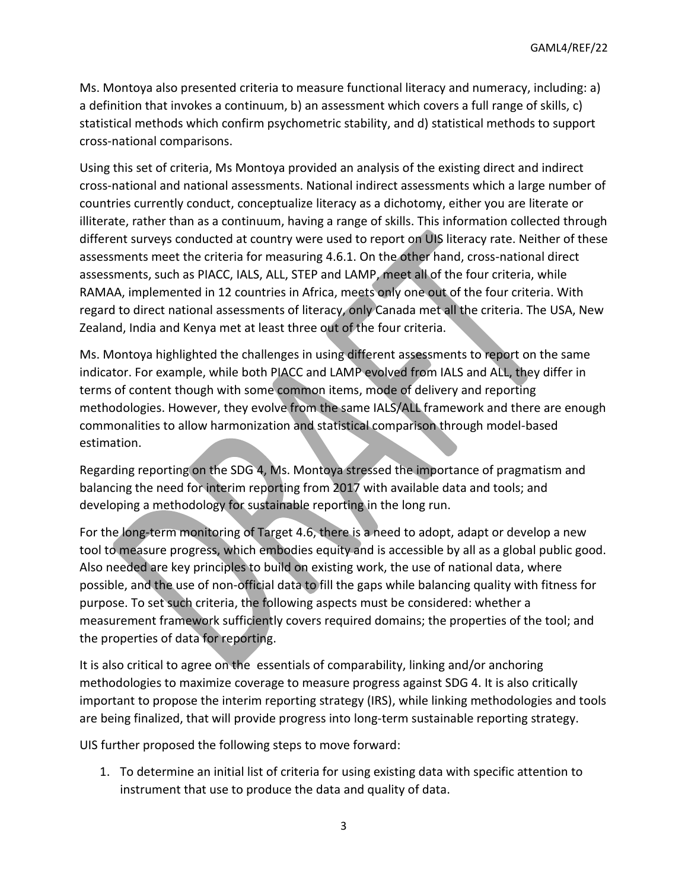Ms. Montoya also presented criteria to measure functional literacy and numeracy, including: a) a definition that invokes a continuum, b) an assessment which covers a full range of skills, c) statistical methods which confirm psychometric stability, and d) statistical methods to support cross-national comparisons.

Using this set of criteria, Ms Montoya provided an analysis of the existing direct and indirect cross-national and national assessments. National indirect assessments which a large number of countries currently conduct, conceptualize literacy as a dichotomy, either you are literate or illiterate, rather than as a continuum, having a range of skills. This information collected through different surveys conducted at country were used to report on UIS literacy rate. Neither of these assessments meet the criteria for measuring 4.6.1. On the other hand, cross-national direct assessments, such as PIACC, IALS, ALL, STEP and LAMP, meet all of the four criteria, while RAMAA, implemented in 12 countries in Africa, meets only one out of the four criteria. With regard to direct national assessments of literacy, only Canada met all the criteria. The USA, New Zealand, India and Kenya met at least three out of the four criteria.

Ms. Montoya highlighted the challenges in using different assessments to report on the same indicator. For example, while both PIACC and LAMP evolved from IALS and ALL, they differ in terms of content though with some common items, mode of delivery and reporting methodologies. However, they evolve from the same IALS/ALL framework and there are enough commonalities to allow harmonization and statistical comparison through model-based estimation.

Regarding reporting on the SDG 4, Ms. Montoya stressed the importance of pragmatism and balancing the need for interim reporting from 2017 with available data and tools; and developing a methodology for sustainable reporting in the long run.

For the long-term monitoring of Target 4.6, there is a need to adopt, adapt or develop a new tool to measure progress, which embodies equity and is accessible by all as a global public good. Also needed are key principles to build on existing work, the use of national data, where possible, and the use of non-official data to fill the gaps while balancing quality with fitness for purpose. To set such criteria, the following aspects must be considered: whether a measurement framework sufficiently covers required domains; the properties of the tool; and the properties of data for reporting.

It is also critical to agree on the essentials of comparability, linking and/or anchoring methodologies to maximize coverage to measure progress against SDG 4. It is also critically important to propose the interim reporting strategy (IRS), while linking methodologies and tools are being finalized, that will provide progress into long-term sustainable reporting strategy.

UIS further proposed the following steps to move forward:

1. To determine an initial list of criteria for using existing data with specific attention to instrument that use to produce the data and quality of data.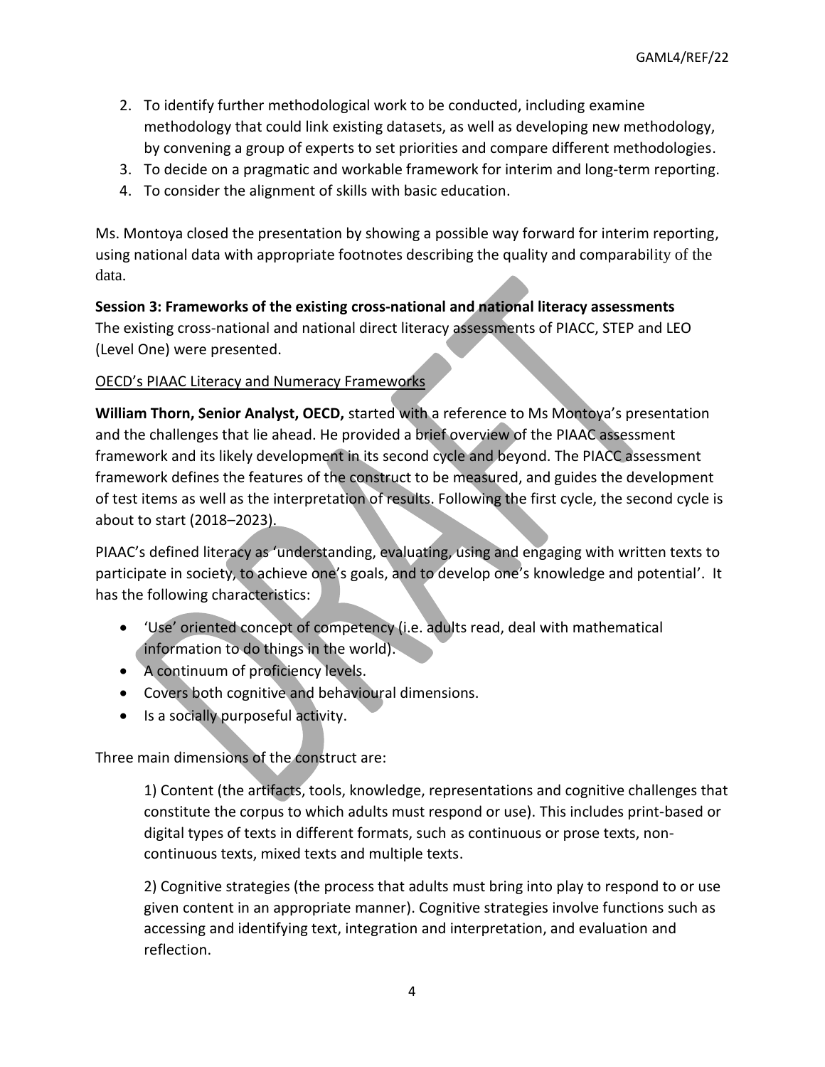2. To identify further methodological work to be conducted, including examine methodology that could link existing datasets, as well as developing new methodology, by convening a group of experts to set priorities and compare different methodologies.
3. To decide on a pragmatic and workable framework for interim and long-term reporting.
4. To consider the alignment of skills with basic education.

Ms. Montoya closed the presentation by showing a possible way forward for interim reporting, using national data with appropriate footnotes describing the quality and comparability of the data.

**Session 3: Frameworks of the existing cross-national and national literacy assessments**
The existing cross-national and national direct literacy assessments of PIACC, STEP and LEO (Level One) were presented.

OECD's PIAAC Literacy and Numeracy Frameworks

**William Thorn, Senior Analyst, OECD,** started with a reference to Ms Montoya's presentation and the challenges that lie ahead. He provided a brief overview of the PIAAC assessment framework and its likely development in its second cycle and beyond. The PIACC assessment framework defines the features of the construct to be measured, and guides the development of test items as well as the interpretation of results. Following the first cycle, the second cycle is about to start (2018–2023).

PIAAC's defined literacy as 'understanding, evaluating, using and engaging with written texts to participate in society, to achieve one's goals, and to develop one's knowledge and potential'. It has the following characteristics:

- 'Use' oriented concept of competency (i.e. adults read, deal with mathematical information to do things in the world).
- A continuum of proficiency levels.
- Covers both cognitive and behavioural dimensions.
- Is a socially purposeful activity.

Three main dimensions of the construct are:

1) Content (the artifacts, tools, knowledge, representations and cognitive challenges that constitute the corpus to which adults must respond or use). This includes print-based or digital types of texts in different formats, such as continuous or prose texts, non-continuous texts, mixed texts and multiple texts.

2) Cognitive strategies (the process that adults must bring into play to respond to or use given content in an appropriate manner). Cognitive strategies involve functions such as accessing and identifying text, integration and interpretation, and evaluation and reflection.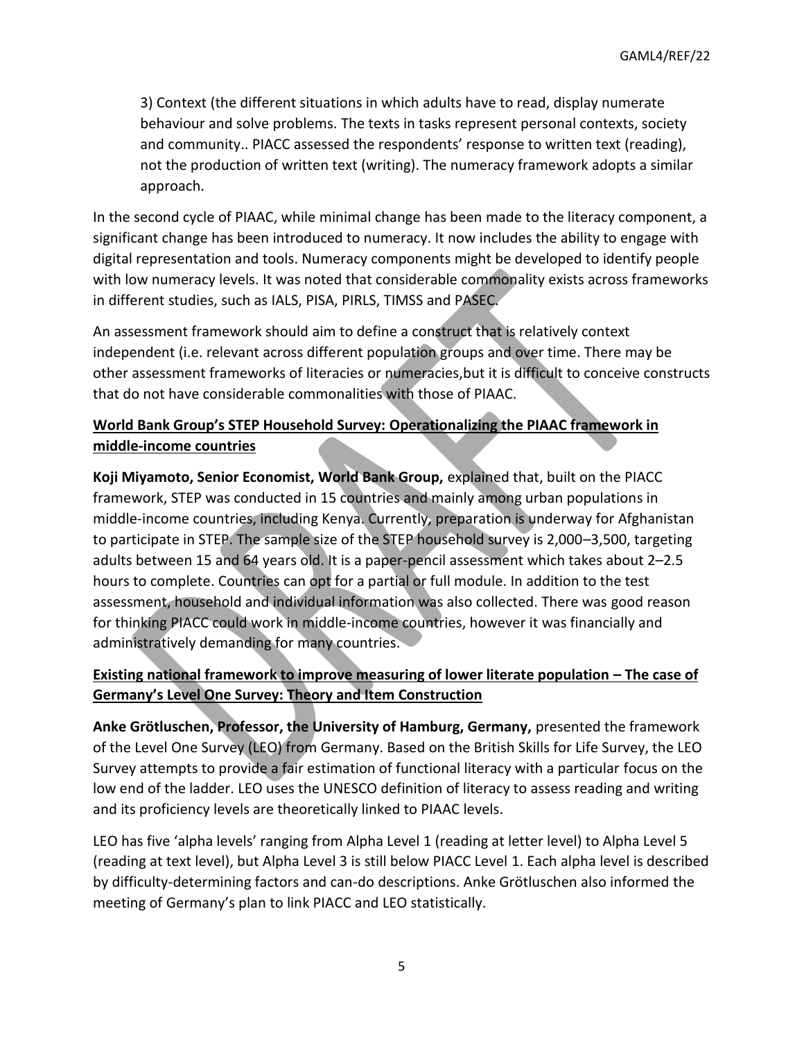3) Context (the different situations in which adults have to read, display numerate behaviour and solve problems. The texts in tasks represent personal contexts, society and community.. PIACC assessed the respondents' response to written text (reading), not the production of written text (writing). The numeracy framework adopts a similar approach.

In the second cycle of PIAAC, while minimal change has been made to the literacy component, a significant change has been introduced to numeracy. It now includes the ability to engage with digital representation and tools. Numeracy components might be developed to identify people with low numeracy levels. It was noted that considerable commonality exists across frameworks in different studies, such as IALS, PISA, PIRLS, TIMSS and PASEC.

An assessment framework should aim to define a construct that is relatively context independent (i.e. relevant across different population groups and over time. There may be other assessment frameworks of literacies or numeracies,but it is difficult to conceive constructs that do not have considerable commonalities with those of PIAAC.

**World Bank Group's STEP Household Survey: Operationalizing the PIAAC framework in middle-income countries**

**Koji Miyamoto, Senior Economist, World Bank Group,** explained that, built on the PIACC framework, STEP was conducted in 15 countries and mainly among urban populations in middle-income countries, including Kenya. Currently, preparation is underway for Afghanistan to participate in STEP. The sample size of the STEP household survey is 2,000–3,500, targeting adults between 15 and 64 years old. It is a paper-pencil assessment which takes about 2–2.5 hours to complete. Countries can opt for a partial or full module. In addition to the test assessment, household and individual information was also collected. There was good reason for thinking PIACC could work in middle-income countries, however it was financially and administratively demanding for many countries.

**Existing national framework to improve measuring of lower literate population – The case of Germany's Level One Survey: Theory and Item Construction**

**Anke Grötluschen, Professor, the University of Hamburg, Germany,** presented the framework of the Level One Survey (LEO) from Germany. Based on the British Skills for Life Survey, the LEO Survey attempts to provide a fair estimation of functional literacy with a particular focus on the low end of the ladder. LEO uses the UNESCO definition of literacy to assess reading and writing and its proficiency levels are theoretically linked to PIAAC levels.

LEO has five 'alpha levels' ranging from Alpha Level 1 (reading at letter level) to Alpha Level 5 (reading at text level), but Alpha Level 3 is still below PIACC Level 1. Each alpha level is described by difficulty-determining factors and can-do descriptions. Anke Grötluschen also informed the meeting of Germany's plan to link PIACC and LEO statistically.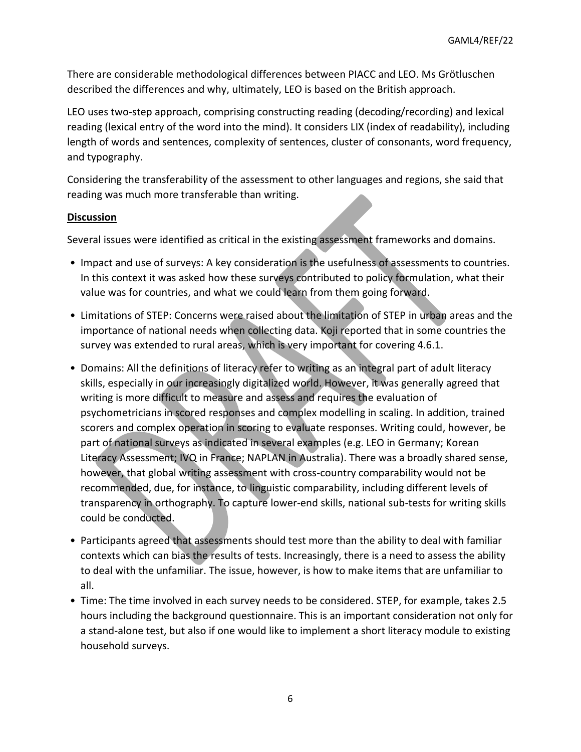There are considerable methodological differences between PIACC and LEO. Ms Grötluschen described the differences and why, ultimately, LEO is based on the British approach.

LEO uses two-step approach, comprising constructing reading (decoding/recording) and lexical reading (lexical entry of the word into the mind). It considers LIX (index of readability), including length of words and sentences, complexity of sentences, cluster of consonants, word frequency, and typography.

Considering the transferability of the assessment to other languages and regions, she said that reading was much more transferable than writing.

**Discussion**

Several issues were identified as critical in the existing assessment frameworks and domains.

- Impact and use of surveys: A key consideration is the usefulness of assessments to countries. In this context it was asked how these surveys contributed to policy formulation, what their value was for countries, and what we could learn from them going forward.
- Limitations of STEP: Concerns were raised about the limitation of STEP in urban areas and the importance of national needs when collecting data. Koji reported that in some countries the survey was extended to rural areas, which is very important for covering 4.6.1.
- Domains: All the definitions of literacy refer to writing as an integral part of adult literacy skills, especially in our increasingly digitalized world. However, it was generally agreed that writing is more difficult to measure and assess and requires the evaluation of psychometricians in scored responses and complex modelling in scaling. In addition, trained scorers and complex operation in scoring to evaluate responses. Writing could, however, be part of national surveys as indicated in several examples (e.g. LEO in Germany; Korean Literacy Assessment; IVQ in France; NAPLAN in Australia). There was a broadly shared sense, however, that global writing assessment with cross-country comparability would not be recommended, due, for instance, to linguistic comparability, including different levels of transparency in orthography. To capture lower-end skills, national sub-tests for writing skills could be conducted.
- Participants agreed that assessments should test more than the ability to deal with familiar contexts which can bias the results of tests. Increasingly, there is a need to assess the ability to deal with the unfamiliar. The issue, however, is how to make items that are unfamiliar to all.
- Time: The time involved in each survey needs to be considered. STEP, for example, takes 2.5 hours including the background questionnaire. This is an important consideration not only for a stand-alone test, but also if one would like to implement a short literacy module to existing household surveys.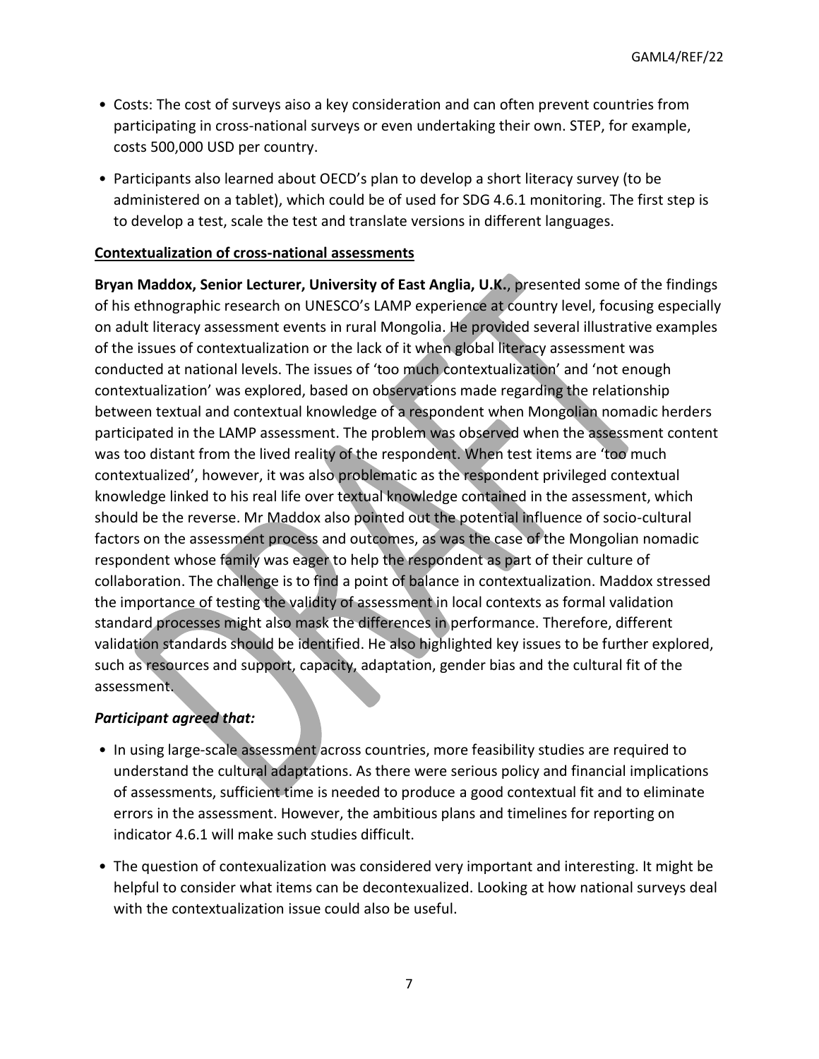- Costs: The cost of surveys aiso a key consideration and can often prevent countries from participating in cross-national surveys or even undertaking their own. STEP, for example, costs 500,000 USD per country.
- Participants also learned about OECD's plan to develop a short literacy survey (to be administered on a tablet), which could be of used for SDG 4.6.1 monitoring. The first step is to develop a test, scale the test and translate versions in different languages.

**Contextualization of cross-national assessments**

**Bryan Maddox, Senior Lecturer, University of East Anglia, U.K.**, presented some of the findings of his ethnographic research on UNESCO's LAMP experience at country level, focusing especially on adult literacy assessment events in rural Mongolia. He provided several illustrative examples of the issues of contextualization or the lack of it when global literacy assessment was conducted at national levels. The issues of 'too much contextualization' and 'not enough contextualization' was explored, based on observations made regarding the relationship between textual and contextual knowledge of a respondent when Mongolian nomadic herders participated in the LAMP assessment. The problem was observed when the assessment content was too distant from the lived reality of the respondent. When test items are 'too much contextualized', however, it was also problematic as the respondent privileged contextual knowledge linked to his real life over textual knowledge contained in the assessment, which should be the reverse. Mr Maddox also pointed out the potential influence of socio-cultural factors on the assessment process and outcomes, as was the case of the Mongolian nomadic respondent whose family was eager to help the respondent as part of their culture of collaboration. The challenge is to find a point of balance in contextualization. Maddox stressed the importance of testing the validity of assessment in local contexts as formal validation standard processes might also mask the differences in performance. Therefore, different validation standards should be identified. He also highlighted key issues to be further explored, such as resources and support, capacity, adaptation, gender bias and the cultural fit of the assessment.

***Participant agreed that:***

- In using large-scale assessment across countries, more feasibility studies are required to understand the cultural adaptations. As there were serious policy and financial implications of assessments, sufficient time is needed to produce a good contextual fit and to eliminate errors in the assessment. However, the ambitious plans and timelines for reporting on indicator 4.6.1 will make such studies difficult.
- The question of contexualization was considered very important and interesting. It might be helpful to consider what items can be decontexualized. Looking at how national surveys deal with the contextualization issue could also be useful.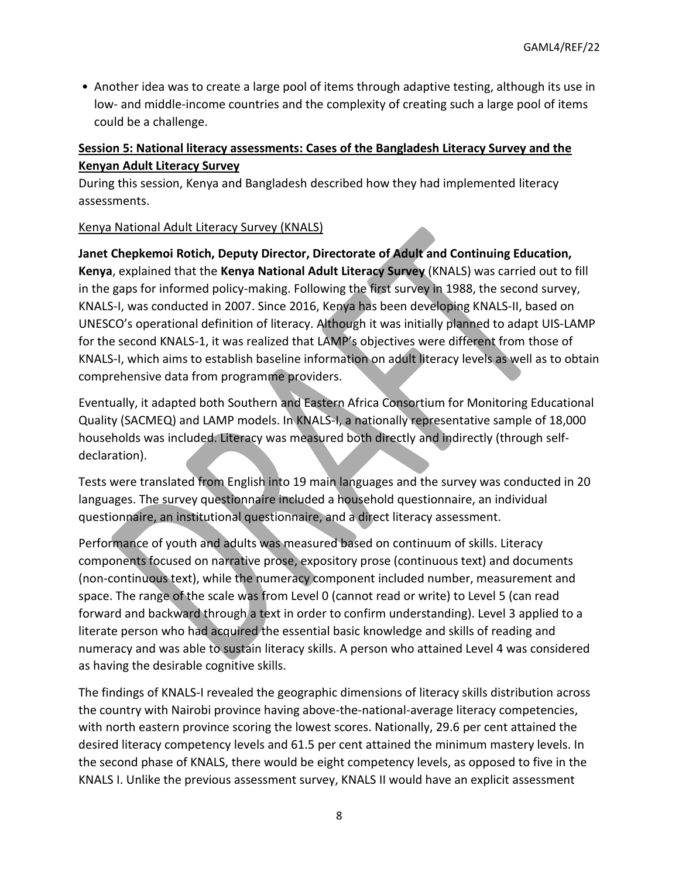- Another idea was to create a large pool of items through adaptive testing, although its use in low- and middle-income countries and the complexity of creating such a large pool of items could be a challenge.

**Session 5: National literacy assessments: Cases of the Bangladesh Literacy Survey and the Kenyan Adult Literacy Survey**

During this session, Kenya and Bangladesh described how they had implemented literacy assessments.

Kenya National Adult Literacy Survey (KNALS)

**Janet Chepkemoi Rotich, Deputy Director, Directorate of Adult and Continuing Education, Kenya**, explained that the **Kenya National Adult Literacy Survey** (KNALS) was carried out to fill in the gaps for informed policy-making. Following the first survey in 1988, the second survey, KNALS-I, was conducted in 2007. Since 2016, Kenya has been developing KNALS-II, based on UNESCO's operational definition of literacy. Although it was initially planned to adapt UIS-LAMP for the second KNALS-1, it was realized that LAMP's objectives were different from those of KNALS-I, which aims to establish baseline information on adult literacy levels as well as to obtain comprehensive data from programme providers.

Eventually, it adapted both Southern and Eastern Africa Consortium for Monitoring Educational Quality (SACMEQ) and LAMP models. In KNALS-I, a nationally representative sample of 18,000 households was included. Literacy was measured both directly and indirectly (through self-declaration).

Tests were translated from English into 19 main languages and the survey was conducted in 20 languages. The survey questionnaire included a household questionnaire, an individual questionnaire, an institutional questionnaire, and a direct literacy assessment.

Performance of youth and adults was measured based on continuum of skills. Literacy components focused on narrative prose, expository prose (continuous text) and documents (non-continuous text), while the numeracy component included number, measurement and space. The range of the scale was from Level 0 (cannot read or write) to Level 5 (can read forward and backward through a text in order to confirm understanding). Level 3 applied to a literate person who had acquired the essential basic knowledge and skills of reading and numeracy and was able to sustain literacy skills. A person who attained Level 4 was considered as having the desirable cognitive skills.

The findings of KNALS-I revealed the geographic dimensions of literacy skills distribution across the country with Nairobi province having above-the-national-average literacy competencies, with north eastern province scoring the lowest scores. Nationally, 29.6 per cent attained the desired literacy competency levels and 61.5 per cent attained the minimum mastery levels. In the second phase of KNALS, there would be eight competency levels, as opposed to five in the KNALS I. Unlike the previous assessment survey, KNALS II would have an explicit assessment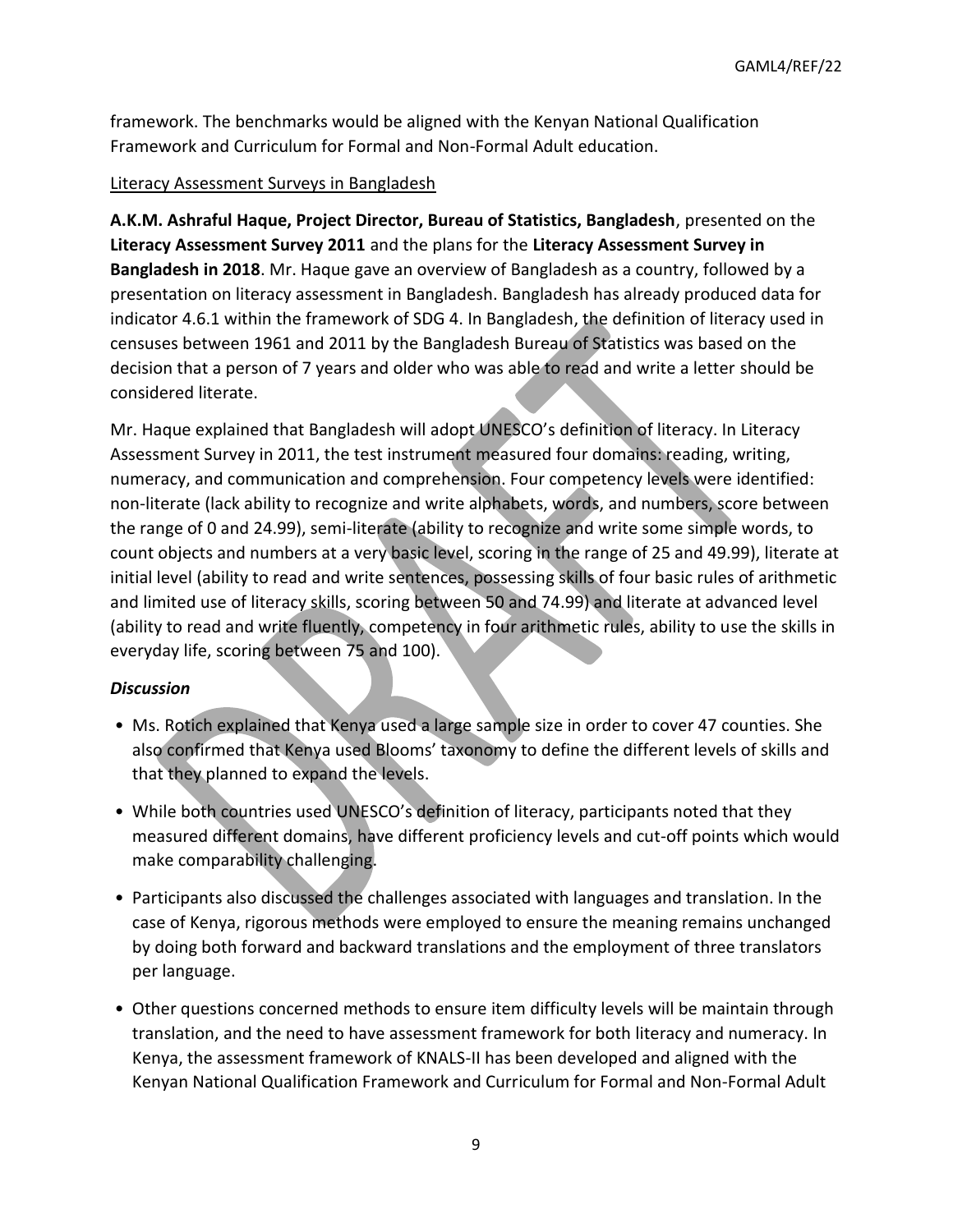framework. The benchmarks would be aligned with the Kenyan National Qualification Framework and Curriculum for Formal and Non-Formal Adult education.

Literacy Assessment Surveys in Bangladesh

**A.K.M. Ashraful Haque, Project Director, Bureau of Statistics, Bangladesh**, presented on the **Literacy Assessment Survey 2011** and the plans for the **Literacy Assessment Survey in Bangladesh in 2018**. Mr. Haque gave an overview of Bangladesh as a country, followed by a presentation on literacy assessment in Bangladesh. Bangladesh has already produced data for indicator 4.6.1 within the framework of SDG 4. In Bangladesh, the definition of literacy used in censuses between 1961 and 2011 by the Bangladesh Bureau of Statistics was based on the decision that a person of 7 years and older who was able to read and write a letter should be considered literate.

Mr. Haque explained that Bangladesh will adopt UNESCO's definition of literacy. In Literacy Assessment Survey in 2011, the test instrument measured four domains: reading, writing, numeracy, and communication and comprehension. Four competency levels were identified: non-literate (lack ability to recognize and write alphabets, words, and numbers, score between the range of 0 and 24.99), semi-literate (ability to recognize and write some simple words, to count objects and numbers at a very basic level, scoring in the range of 25 and 49.99), literate at initial level (ability to read and write sentences, possessing skills of four basic rules of arithmetic and limited use of literacy skills, scoring between 50 and 74.99) and literate at advanced level (ability to read and write fluently, competency in four arithmetic rules, ability to use the skills in everyday life, scoring between 75 and 100).

***Discussion***

- Ms. Rotich explained that Kenya used a large sample size in order to cover 47 counties. She also confirmed that Kenya used Blooms' taxonomy to define the different levels of skills and that they planned to expand the levels.
- While both countries used UNESCO's definition of literacy, participants noted that they measured different domains, have different proficiency levels and cut-off points which would make comparability challenging.
- Participants also discussed the challenges associated with languages and translation. In the case of Kenya, rigorous methods were employed to ensure the meaning remains unchanged by doing both forward and backward translations and the employment of three translators per language.
- Other questions concerned methods to ensure item difficulty levels will be maintain through translation, and the need to have assessment framework for both literacy and numeracy. In Kenya, the assessment framework of KNALS-II has been developed and aligned with the Kenyan National Qualification Framework and Curriculum for Formal and Non-Formal Adult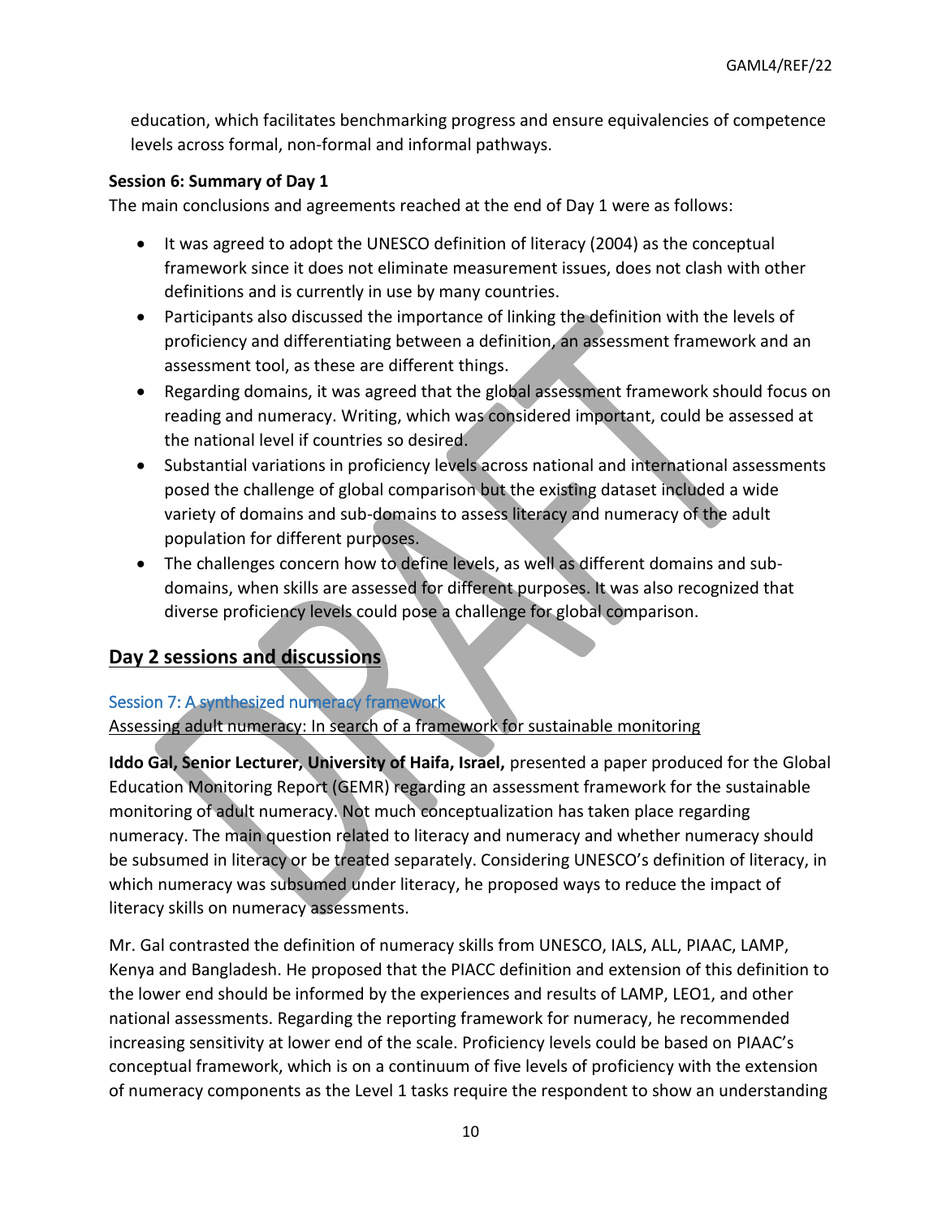education, which facilitates benchmarking progress and ensure equivalencies of competence levels across formal, non-formal and informal pathways.

**Session 6: Summary of Day 1**

The main conclusions and agreements reached at the end of Day 1 were as follows:

- It was agreed to adopt the UNESCO definition of literacy (2004) as the conceptual framework since it does not eliminate measurement issues, does not clash with other definitions and is currently in use by many countries.
- Participants also discussed the importance of linking the definition with the levels of proficiency and differentiating between a definition, an assessment framework and an assessment tool, as these are different things.
- Regarding domains, it was agreed that the global assessment framework should focus on reading and numeracy. Writing, which was considered important, could be assessed at the national level if countries so desired.
- Substantial variations in proficiency levels across national and international assessments posed the challenge of global comparison but the existing dataset included a wide variety of domains and sub-domains to assess literacy and numeracy of the adult population for different purposes.
- The challenges concern how to define levels, as well as different domains and sub-domains, when skills are assessed for different purposes. It was also recognized that diverse proficiency levels could pose a challenge for global comparison.

## Day 2 sessions and discussions

### Session 7: A synthesized numeracy framework

Assessing adult numeracy: In search of a framework for sustainable monitoring

**Iddo Gal, Senior Lecturer, University of Haifa, Israel,** presented a paper produced for the Global Education Monitoring Report (GEMR) regarding an assessment framework for the sustainable monitoring of adult numeracy. Not much conceptualization has taken place regarding numeracy. The main question related to literacy and numeracy and whether numeracy should be subsumed in literacy or be treated separately. Considering UNESCO's definition of literacy, in which numeracy was subsumed under literacy, he proposed ways to reduce the impact of literacy skills on numeracy assessments.

Mr. Gal contrasted the definition of numeracy skills from UNESCO, IALS, ALL, PIAAC, LAMP, Kenya and Bangladesh. He proposed that the PIACC definition and extension of this definition to the lower end should be informed by the experiences and results of LAMP, LEO1, and other national assessments. Regarding the reporting framework for numeracy, he recommended increasing sensitivity at lower end of the scale. Proficiency levels could be based on PIAAC's conceptual framework, which is on a continuum of five levels of proficiency with the extension of numeracy components as the Level 1 tasks require the respondent to show an understanding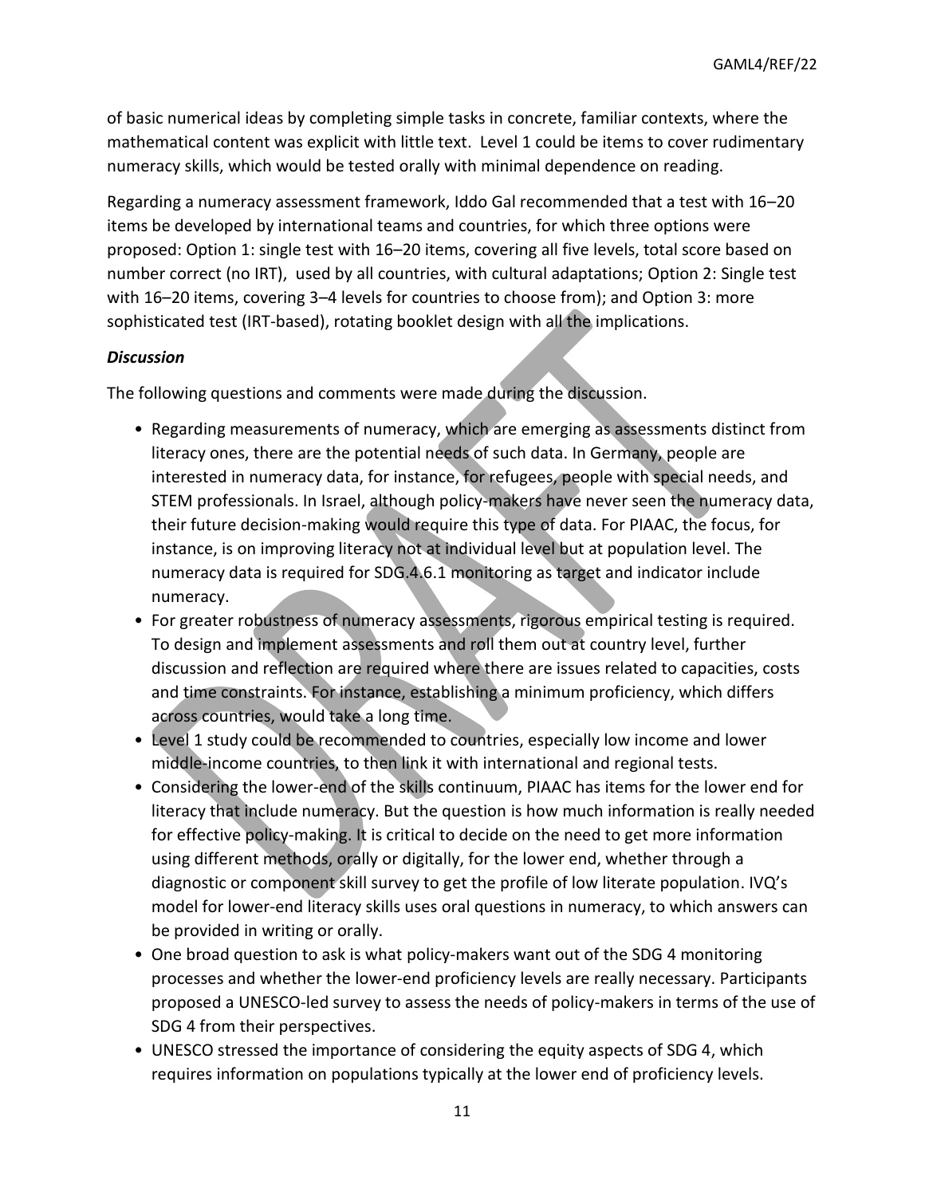of basic numerical ideas by completing simple tasks in concrete, familiar contexts, where the mathematical content was explicit with little text. Level 1 could be items to cover rudimentary numeracy skills, which would be tested orally with minimal dependence on reading.

Regarding a numeracy assessment framework, Iddo Gal recommended that a test with 16–20 items be developed by international teams and countries, for which three options were proposed: Option 1: single test with 16–20 items, covering all five levels, total score based on number correct (no IRT), used by all countries, with cultural adaptations; Option 2: Single test with 16–20 items, covering 3–4 levels for countries to choose from); and Option 3: more sophisticated test (IRT-based), rotating booklet design with all the implications.

***Discussion***

The following questions and comments were made during the discussion.

- Regarding measurements of numeracy, which are emerging as assessments distinct from literacy ones, there are the potential needs of such data. In Germany, people are interested in numeracy data, for instance, for refugees, people with special needs, and STEM professionals. In Israel, although policy-makers have never seen the numeracy data, their future decision-making would require this type of data. For PIAAC, the focus, for instance, is on improving literacy not at individual level but at population level. The numeracy data is required for SDG.4.6.1 monitoring as target and indicator include numeracy.
- For greater robustness of numeracy assessments, rigorous empirical testing is required. To design and implement assessments and roll them out at country level, further discussion and reflection are required where there are issues related to capacities, costs and time constraints. For instance, establishing a minimum proficiency, which differs across countries, would take a long time.
- Level 1 study could be recommended to countries, especially low income and lower middle-income countries, to then link it with international and regional tests.
- Considering the lower-end of the skills continuum, PIAAC has items for the lower end for literacy that include numeracy. But the question is how much information is really needed for effective policy-making. It is critical to decide on the need to get more information using different methods, orally or digitally, for the lower end, whether through a diagnostic or component skill survey to get the profile of low literate population. IVQ's model for lower-end literacy skills uses oral questions in numeracy, to which answers can be provided in writing or orally.
- One broad question to ask is what policy-makers want out of the SDG 4 monitoring processes and whether the lower-end proficiency levels are really necessary. Participants proposed a UNESCO-led survey to assess the needs of policy-makers in terms of the use of SDG 4 from their perspectives.
- UNESCO stressed the importance of considering the equity aspects of SDG 4, which requires information on populations typically at the lower end of proficiency levels.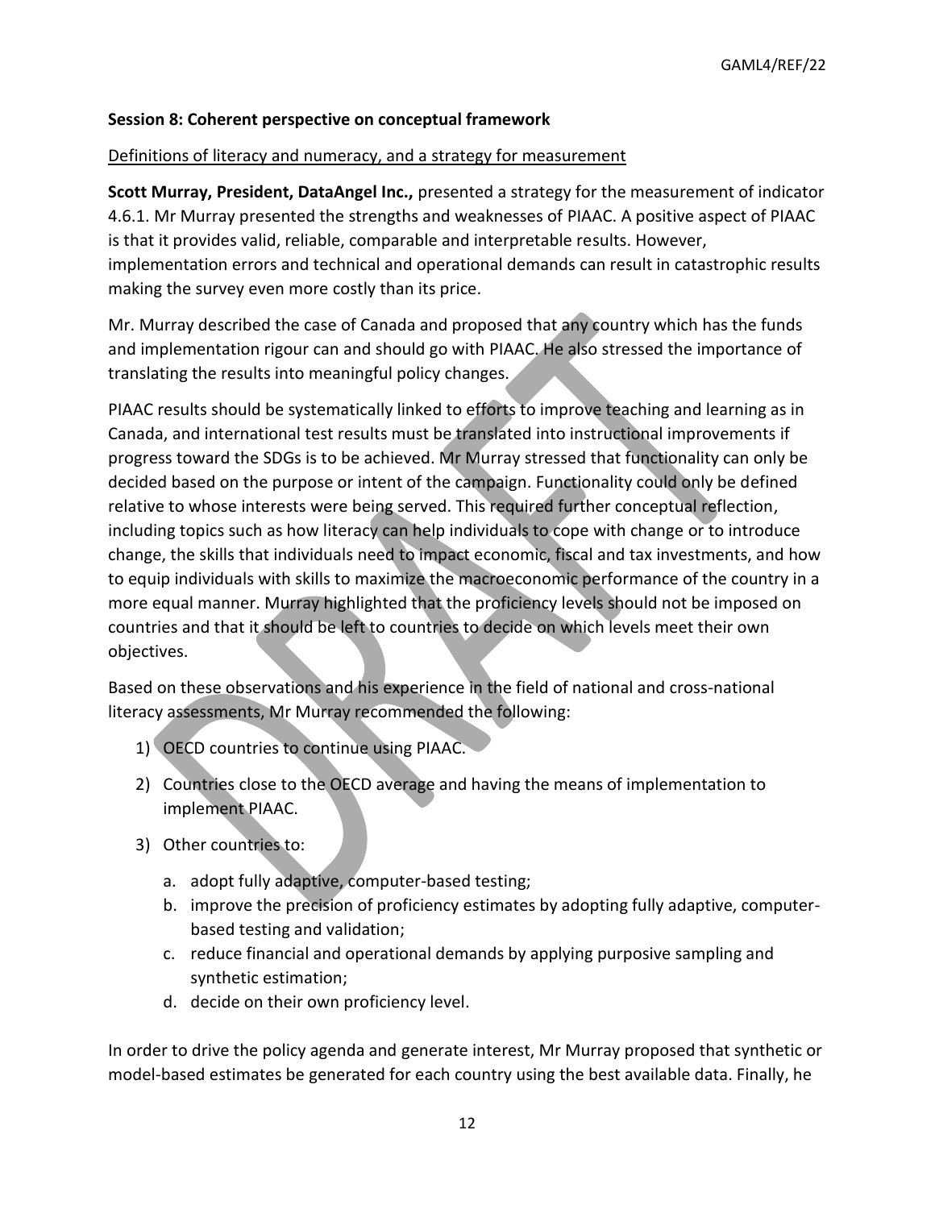**Session 8: Coherent perspective on conceptual framework**

Definitions of literacy and numeracy, and a strategy for measurement

**Scott Murray, President, DataAngel Inc.,** presented a strategy for the measurement of indicator 4.6.1. Mr Murray presented the strengths and weaknesses of PIAAC. A positive aspect of PIAAC is that it provides valid, reliable, comparable and interpretable results. However, implementation errors and technical and operational demands can result in catastrophic results making the survey even more costly than its price.

Mr. Murray described the case of Canada and proposed that any country which has the funds and implementation rigour can and should go with PIAAC. He also stressed the importance of translating the results into meaningful policy changes.

PIAAC results should be systematically linked to efforts to improve teaching and learning as in Canada, and international test results must be translated into instructional improvements if progress toward the SDGs is to be achieved. Mr Murray stressed that functionality can only be decided based on the purpose or intent of the campaign. Functionality could only be defined relative to whose interests were being served. This required further conceptual reflection, including topics such as how literacy can help individuals to cope with change or to introduce change, the skills that individuals need to impact economic, fiscal and tax investments, and how to equip individuals with skills to maximize the macroeconomic performance of the country in a more equal manner. Murray highlighted that the proficiency levels should not be imposed on countries and that it should be left to countries to decide on which levels meet their own objectives.

Based on these observations and his experience in the field of national and cross-national literacy assessments, Mr Murray recommended the following:

1) OECD countries to continue using PIAAC.
2) Countries close to the OECD average and having the means of implementation to implement PIAAC.
3) Other countries to:
   a. adopt fully adaptive, computer-based testing;
   b. improve the precision of proficiency estimates by adopting fully adaptive, computer-based testing and validation;
   c. reduce financial and operational demands by applying purposive sampling and synthetic estimation;
   d. decide on their own proficiency level.

In order to drive the policy agenda and generate interest, Mr Murray proposed that synthetic or model-based estimates be generated for each country using the best available data. Finally, he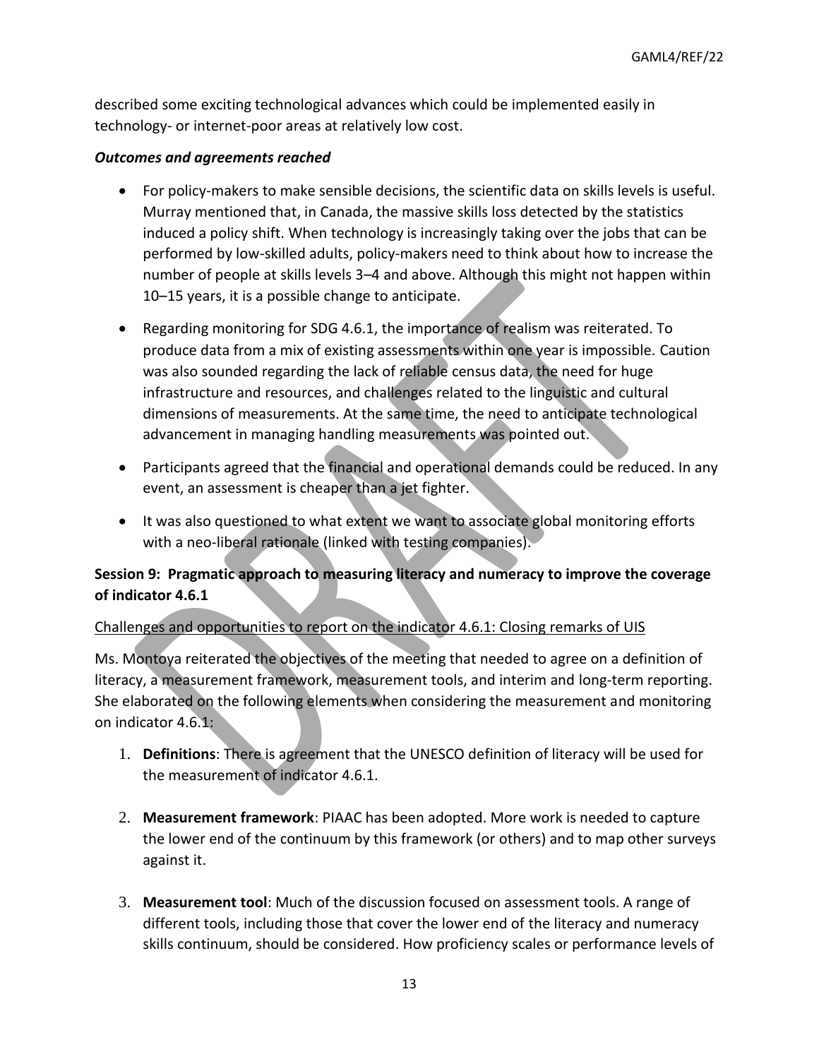described some exciting technological advances which could be implemented easily in technology- or internet-poor areas at relatively low cost.

***Outcomes and agreements reached***

- For policy-makers to make sensible decisions, the scientific data on skills levels is useful. Murray mentioned that, in Canada, the massive skills loss detected by the statistics induced a policy shift. When technology is increasingly taking over the jobs that can be performed by low-skilled adults, policy-makers need to think about how to increase the number of people at skills levels 3–4 and above. Although this might not happen within 10–15 years, it is a possible change to anticipate.
- Regarding monitoring for SDG 4.6.1, the importance of realism was reiterated. To produce data from a mix of existing assessments within one year is impossible. Caution was also sounded regarding the lack of reliable census data, the need for huge infrastructure and resources, and challenges related to the linguistic and cultural dimensions of measurements. At the same time, the need to anticipate technological advancement in managing handling measurements was pointed out.
- Participants agreed that the financial and operational demands could be reduced. In any event, an assessment is cheaper than a jet fighter.
- It was also questioned to what extent we want to associate global monitoring efforts with a neo-liberal rationale (linked with testing companies).

**Session 9: Pragmatic approach to measuring literacy and numeracy to improve the coverage of indicator 4.6.1**

<u>Challenges and opportunities to report on the indicator 4.6.1: Closing remarks of UIS</u>

Ms. Montoya reiterated the objectives of the meeting that needed to agree on a definition of literacy, a measurement framework, measurement tools, and interim and long-term reporting. She elaborated on the following elements when considering the measurement and monitoring on indicator 4.6.1:

1. **Definitions**: There is agreement that the UNESCO definition of literacy will be used for the measurement of indicator 4.6.1.
2. **Measurement framework**: PIAAC has been adopted. More work is needed to capture the lower end of the continuum by this framework (or others) and to map other surveys against it.
3. **Measurement tool**: Much of the discussion focused on assessment tools. A range of different tools, including those that cover the lower end of the literacy and numeracy skills continuum, should be considered. How proficiency scales or performance levels of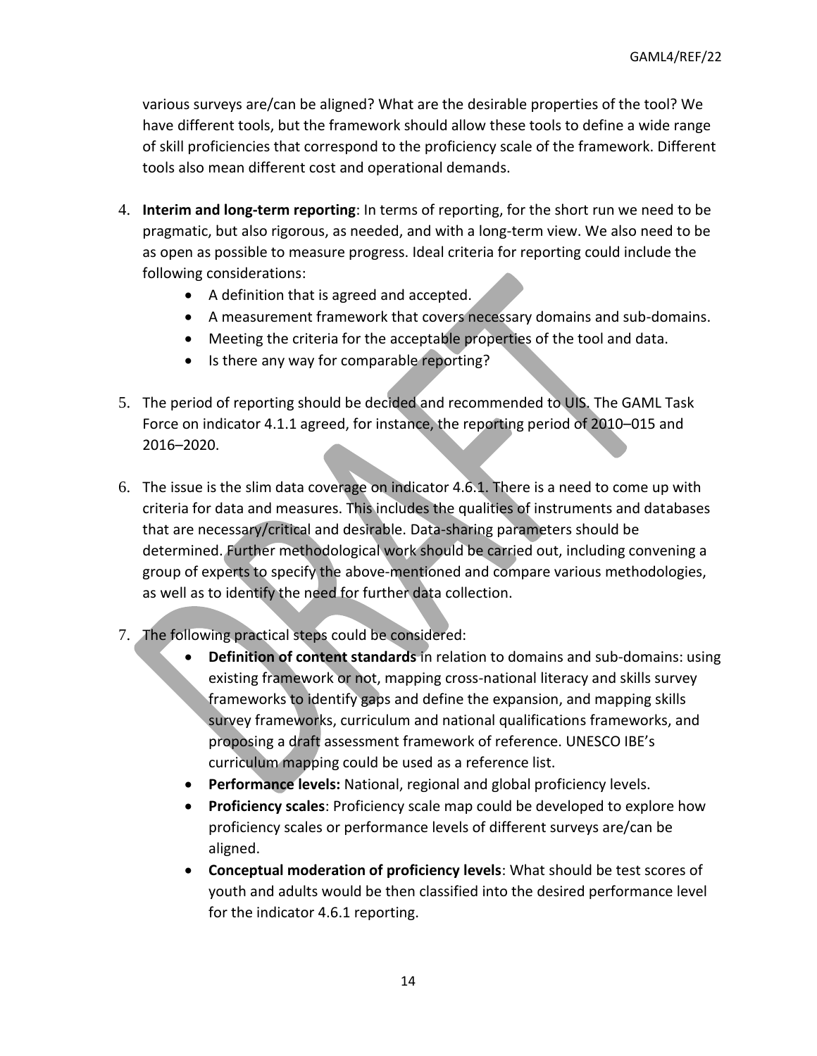various surveys are/can be aligned? What are the desirable properties of the tool? We have different tools, but the framework should allow these tools to define a wide range of skill proficiencies that correspond to the proficiency scale of the framework. Different tools also mean different cost and operational demands.

4. **Interim and long-term reporting**: In terms of reporting, for the short run we need to be pragmatic, but also rigorous, as needed, and with a long-term view. We also need to be as open as possible to measure progress. Ideal criteria for reporting could include the following considerations:
   - A definition that is agreed and accepted.
   - A measurement framework that covers necessary domains and sub-domains.
   - Meeting the criteria for the acceptable properties of the tool and data.
   - Is there any way for comparable reporting?

5. The period of reporting should be decided and recommended to UIS. The GAML Task Force on indicator 4.1.1 agreed, for instance, the reporting period of 2010–015 and 2016–2020.

6. The issue is the slim data coverage on indicator 4.6.1. There is a need to come up with criteria for data and measures. This includes the qualities of instruments and databases that are necessary/critical and desirable. Data-sharing parameters should be determined. Further methodological work should be carried out, including convening a group of experts to specify the above-mentioned and compare various methodologies, as well as to identify the need for further data collection.

7. The following practical steps could be considered:
   - **Definition of content standards** in relation to domains and sub-domains: using existing framework or not, mapping cross-national literacy and skills survey frameworks to identify gaps and define the expansion, and mapping skills survey frameworks, curriculum and national qualifications frameworks, and proposing a draft assessment framework of reference. UNESCO IBE's curriculum mapping could be used as a reference list.
   - **Performance levels:** National, regional and global proficiency levels.
   - **Proficiency scales**: Proficiency scale map could be developed to explore how proficiency scales or performance levels of different surveys are/can be aligned.
   - **Conceptual moderation of proficiency levels**: What should be test scores of youth and adults would be then classified into the desired performance level for the indicator 4.6.1 reporting.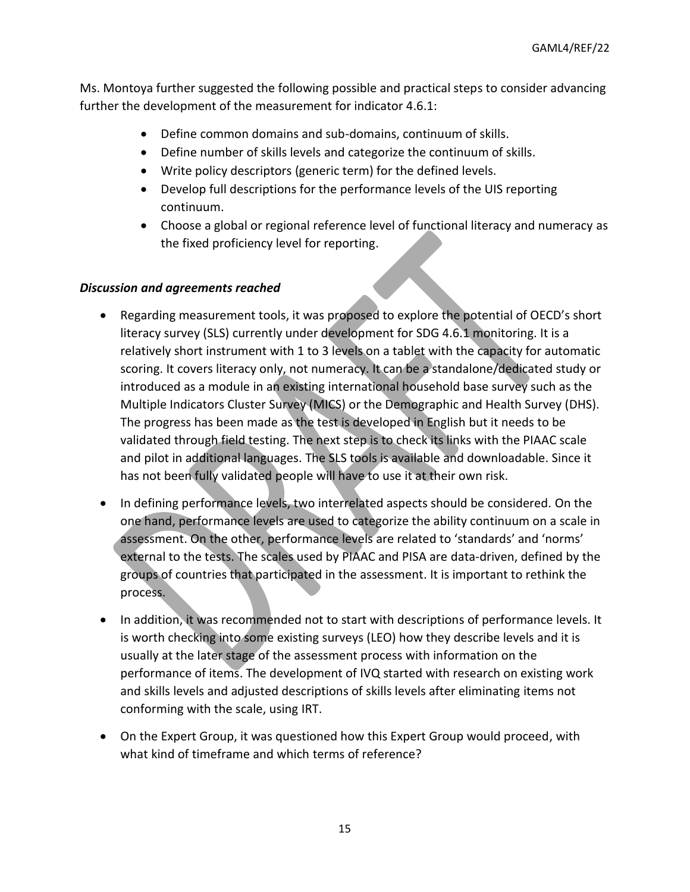Ms. Montoya further suggested the following possible and practical steps to consider advancing further the development of the measurement for indicator 4.6.1:

- Define common domains and sub-domains, continuum of skills.
- Define number of skills levels and categorize the continuum of skills.
- Write policy descriptors (generic term) for the defined levels.
- Develop full descriptions for the performance levels of the UIS reporting continuum.
- Choose a global or regional reference level of functional literacy and numeracy as the fixed proficiency level for reporting.

***Discussion and agreements reached***

- Regarding measurement tools, it was proposed to explore the potential of OECD's short literacy survey (SLS) currently under development for SDG 4.6.1 monitoring. It is a relatively short instrument with 1 to 3 levels on a tablet with the capacity for automatic scoring. It covers literacy only, not numeracy. It can be a standalone/dedicated study or introduced as a module in an existing international household base survey such as the Multiple Indicators Cluster Survey (MICS) or the Demographic and Health Survey (DHS). The progress has been made as the test is developed in English but it needs to be validated through field testing. The next step is to check its links with the PIAAC scale and pilot in additional languages. The SLS tools is available and downloadable. Since it has not been fully validated people will have to use it at their own risk.
- In defining performance levels, two interrelated aspects should be considered. On the one hand, performance levels are used to categorize the ability continuum on a scale in assessment. On the other, performance levels are related to 'standards' and 'norms' external to the tests. The scales used by PIAAC and PISA are data-driven, defined by the groups of countries that participated in the assessment. It is important to rethink the process.
- In addition, it was recommended not to start with descriptions of performance levels. It is worth checking into some existing surveys (LEO) how they describe levels and it is usually at the later stage of the assessment process with information on the performance of items. The development of IVQ started with research on existing work and skills levels and adjusted descriptions of skills levels after eliminating items not conforming with the scale, using IRT.
- On the Expert Group, it was questioned how this Expert Group would proceed, with what kind of timeframe and which terms of reference?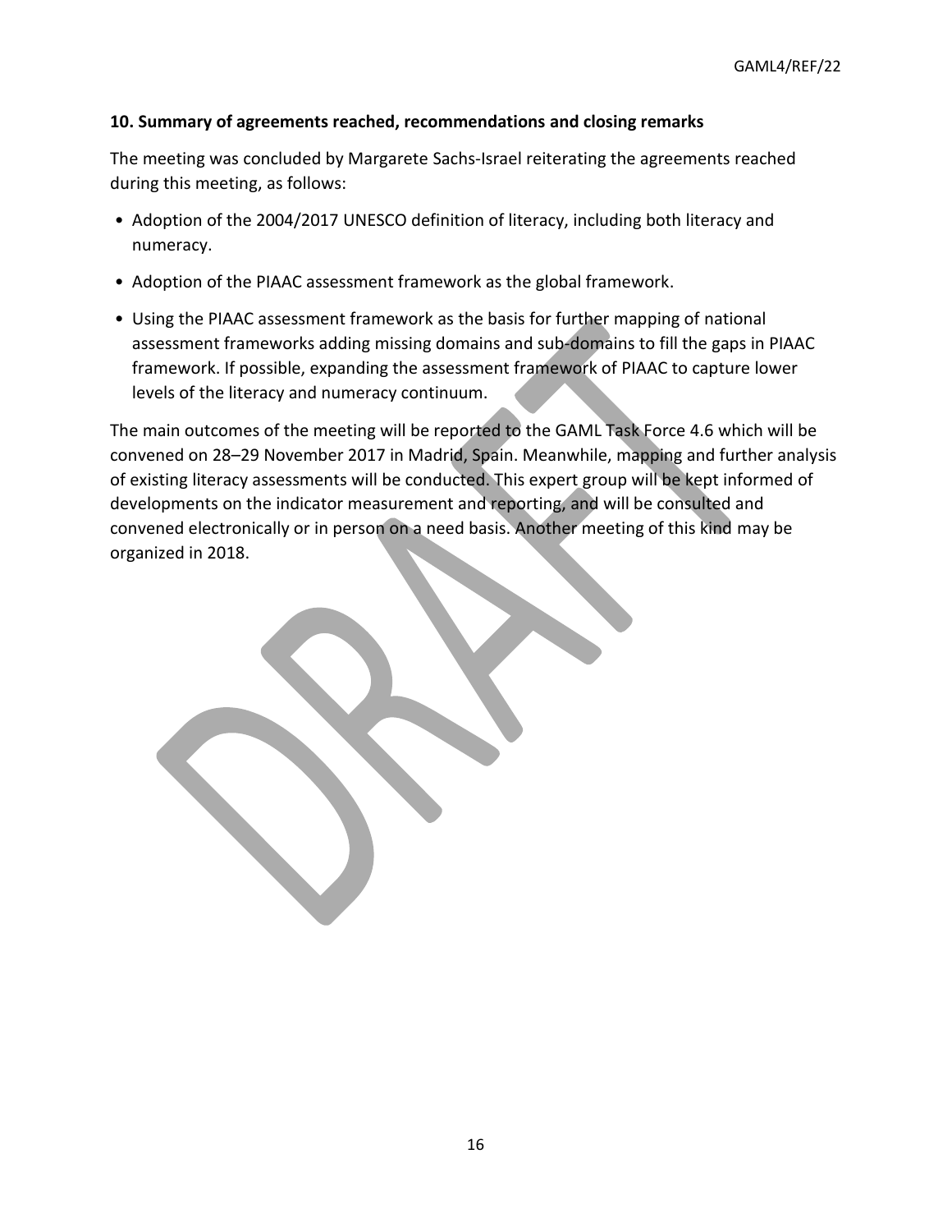### 10. Summary of agreements reached, recommendations and closing remarks

The meeting was concluded by Margarete Sachs-Israel reiterating the agreements reached during this meeting, as follows:

- Adoption of the 2004/2017 UNESCO definition of literacy, including both literacy and numeracy.
- Adoption of the PIAAC assessment framework as the global framework.
- Using the PIAAC assessment framework as the basis for further mapping of national assessment frameworks adding missing domains and sub-domains to fill the gaps in PIAAC framework. If possible, expanding the assessment framework of PIAAC to capture lower levels of the literacy and numeracy continuum.

The main outcomes of the meeting will be reported to the GAML Task Force 4.6 which will be convened on 28–29 November 2017 in Madrid, Spain. Meanwhile, mapping and further analysis of existing literacy assessments will be conducted. This expert group will be kept informed of developments on the indicator measurement and reporting, and will be consulted and convened electronically or in person on a need basis. Another meeting of this kind may be organized in 2018.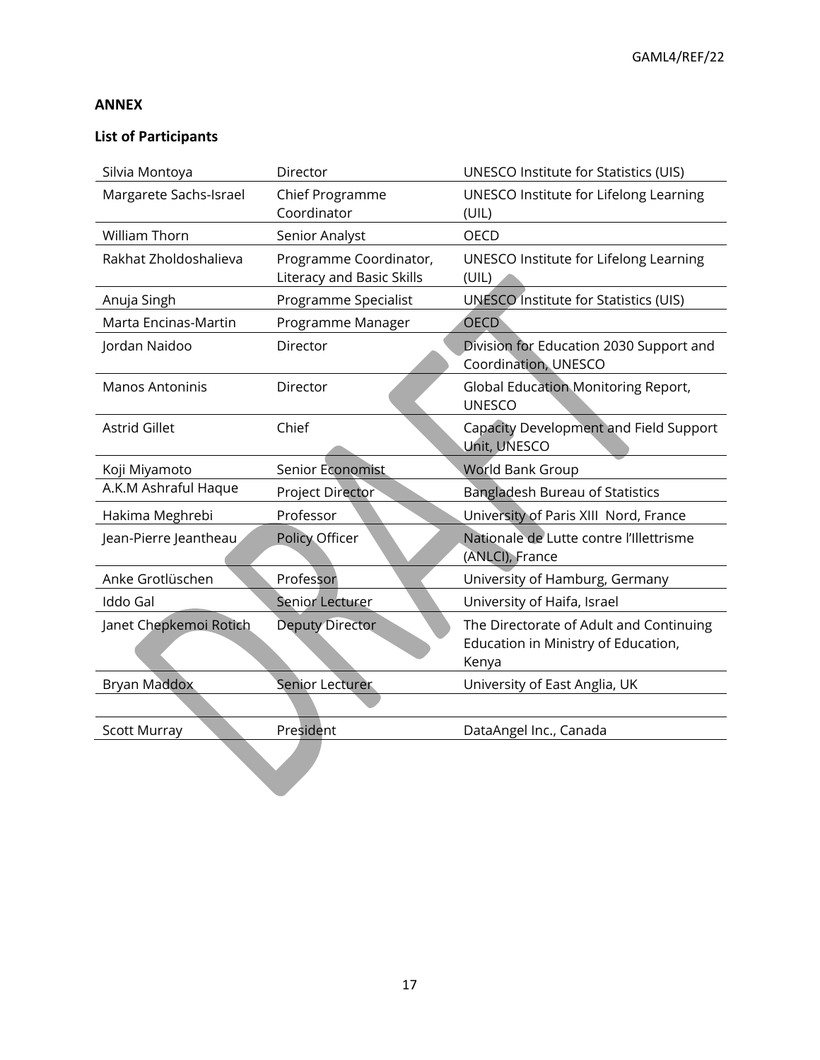**ANNEX**

**List of Participants**

| | | |
|---|---|---|
| Silvia Montoya | Director | UNESCO Institute for Statistics (UIS) |
| Margarete Sachs-Israel | Chief Programme Coordinator | UNESCO Institute for Lifelong Learning (UIL) |
| William Thorn | Senior Analyst | OECD |
| Rakhat Zholdoshalieva | Programme Coordinator, Literacy and Basic Skills | UNESCO Institute for Lifelong Learning (UIL) |
| Anuja Singh | Programme Specialist | UNESCO Institute for Statistics (UIS) |
| Marta Encinas-Martin | Programme Manager | OECD |
| Jordan Naidoo | Director | Division for Education 2030 Support and Coordination, UNESCO |
| Manos Antoninis | Director | Global Education Monitoring Report, UNESCO |
| Astrid Gillet | Chief | Capacity Development and Field Support Unit, UNESCO |
| Koji Miyamoto | Senior Economist | World Bank Group |
| A.K.M Ashraful Haque | Project Director | Bangladesh Bureau of Statistics |
| Hakima Meghrebi | Professor | University of Paris XIII Nord, France |
| Jean-Pierre Jeantheau | Policy Officer | Nationale de Lutte contre l'Illettrisme (ANLCI), France |
| Anke Grotlüschen | Professor | University of Hamburg, Germany |
| Iddo Gal | Senior Lecturer | University of Haifa, Israel |
| Janet Chepkemoi Rotich | Deputy Director | The Directorate of Adult and Continuing Education in Ministry of Education, Kenya |
| Bryan Maddox | Senior Lecturer | University of East Anglia, UK |
| | | |
| Scott Murray | President | DataAngel Inc., Canada |